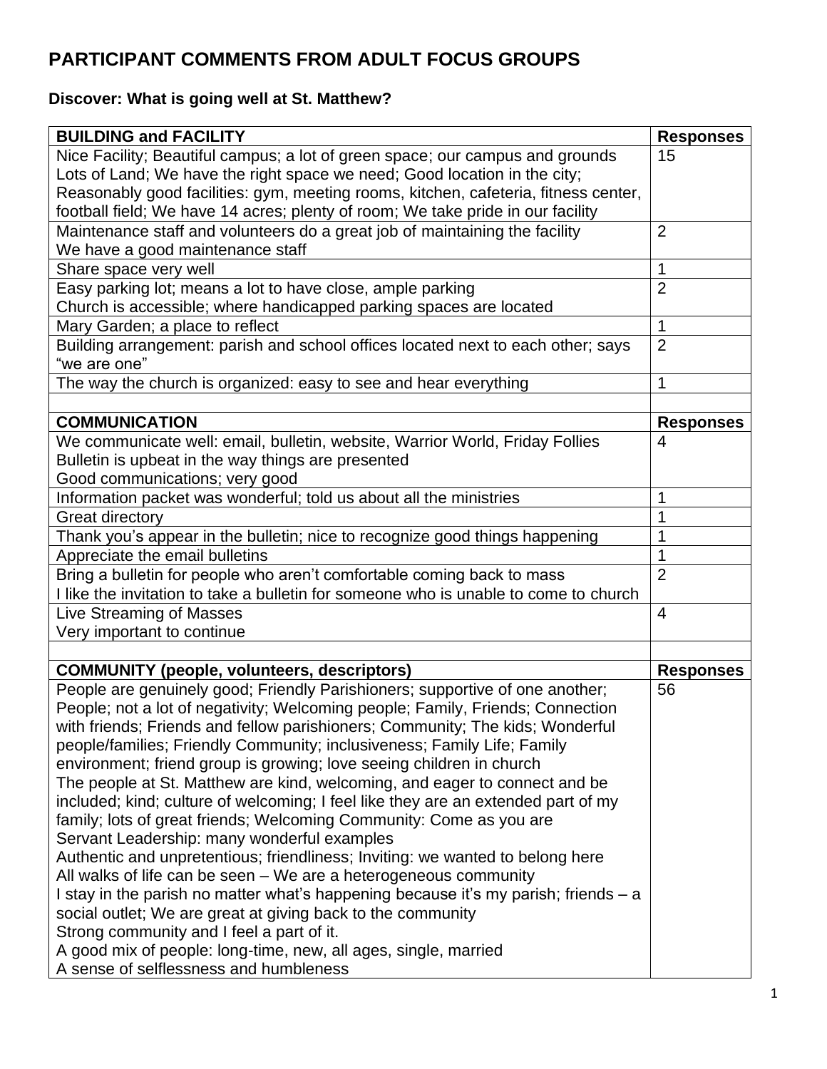# PARTICIPANT COMMENTS FROM ADULT FOCUS GROUPS

## Discover: What is going well at St. Matthew?

| BUILDING and FACILITY | Responses |
|---|---|
| Nice Facility; Beautiful campus; a lot of green space; our campus and grounds Lots of Land; We have the right space we need; Good location in the city; Reasonably good facilities: gym, meeting rooms, kitchen, cafeteria, fitness center, football field; We have 14 acres; plenty of room; We take pride in our facility | 15 |
| Maintenance staff and volunteers do a great job of maintaining the facility<br>We have a good maintenance staff | 2 |
| Share space very well | 1 |
| Easy parking lot; means a lot to have close, ample parking<br>Church is accessible; where handicapped parking spaces are located | 2 |
| Mary Garden; a place to reflect | 1 |
| Building arrangement: parish and school offices located next to each other; says "we are one" | 2 |
| The way the church is organized: easy to see and hear everything | 1 |
| | |
| **COMMUNICATION** | **Responses** |
| We communicate well: email, bulletin, website, Warrior World, Friday Follies<br>Bulletin is upbeat in the way things are presented<br>Good communications; very good | 4 |
| Information packet was wonderful; told us about all the ministries | 1 |
| Great directory | 1 |
| Thank you's appear in the bulletin; nice to recognize good things happening | 1 |
| Appreciate the email bulletins | 1 |
| Bring a bulletin for people who aren't comfortable coming back to mass<br>I like the invitation to take a bulletin for someone who is unable to come to church | 2 |
| Live Streaming of Masses<br>Very important to continue | 4 |
| | |
| **COMMUNITY (people, volunteers, descriptors)** | **Responses** |
| People are genuinely good; Friendly Parishioners; supportive of one another; People; not a lot of negativity; Welcoming people; Family, Friends; Connection with friends; Friends and fellow parishioners; Community; The kids; Wonderful people/families; Friendly Community; inclusiveness; Family Life; Family environment; friend group is growing; love seeing children in church<br>The people at St. Matthew are kind, welcoming, and eager to connect and be included; kind; culture of welcoming; I feel like they are an extended part of my family; lots of great friends; Welcoming Community: Come as you are<br>Servant Leadership: many wonderful examples<br>Authentic and unpretentious; friendliness; Inviting: we wanted to belong here<br>All walks of life can be seen – We are a heterogeneous community<br>I stay in the parish no matter what's happening because it's my parish; friends – a social outlet; We are great at giving back to the community<br>Strong community and I feel a part of it.<br>A good mix of people: long-time, new, all ages, single, married<br>A sense of selflessness and humbleness | 56 |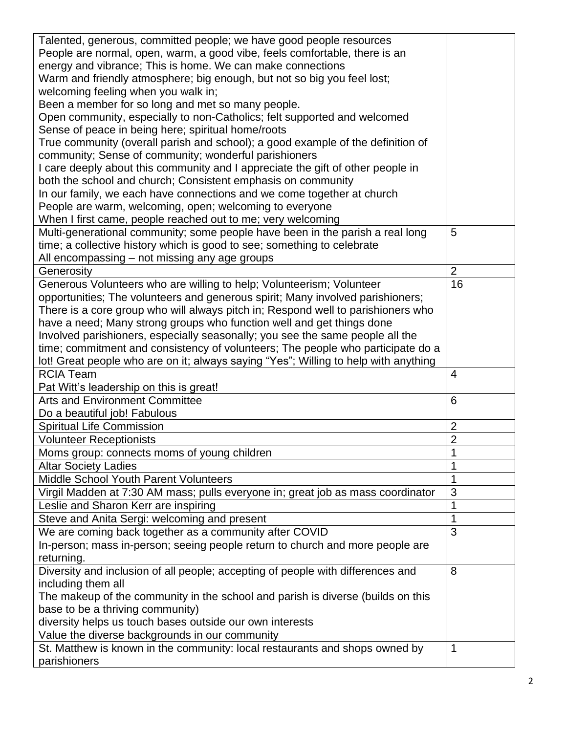| | |
|---|---|
| Talented, generous, committed people; we have good people resources<br>People are normal, open, warm, a good vibe, feels comfortable, there is an energy and vibrance; This is home. We can make connections<br>Warm and friendly atmosphere; big enough, but not so big you feel lost; welcoming feeling when you walk in;<br>Been a member for so long and met so many people.<br>Open community, especially to non-Catholics; felt supported and welcomed<br>Sense of peace in being here; spiritual home/roots<br>True community (overall parish and school); a good example of the definition of community; Sense of community; wonderful parishioners<br>I care deeply about this community and I appreciate the gift of other people in both the school and church; Consistent emphasis on community<br>In our family, we each have connections and we come together at church<br>People are warm, welcoming, open; welcoming to everyone<br>When I first came, people reached out to me; very welcoming | |
| Multi-generational community; some people have been in the parish a real long time; a collective history which is good to see; something to celebrate<br>All encompassing – not missing any age groups | 5 |
| Generosity | 2 |
| Generous Volunteers who are willing to help; Volunteerism; Volunteer opportunities; The volunteers and generous spirit; Many involved parishioners; There is a core group who will always pitch in; Respond well to parishioners who have a need; Many strong groups who function well and get things done<br>Involved parishioners, especially seasonally; you see the same people all the time; commitment and consistency of volunteers; The people who participate do a lot! Great people who are on it; always saying "Yes"; Willing to help with anything | 16 |
| RCIA Team<br>Pat Witt's leadership on this is great! | 4 |
| Arts and Environment Committee<br>Do a beautiful job! Fabulous | 6 |
| Spiritual Life Commission | 2 |
| Volunteer Receptionists | 2 |
| Moms group: connects moms of young children | 1 |
| Altar Society Ladies | 1 |
| Middle School Youth Parent Volunteers | 1 |
| Virgil Madden at 7:30 AM mass; pulls everyone in; great job as mass coordinator | 3 |
| Leslie and Sharon Kerr are inspiring | 1 |
| Steve and Anita Sergi: welcoming and present | 1 |
| We are coming back together as a community after COVID<br>In-person; mass in-person; seeing people return to church and more people are returning. | 3 |
| Diversity and inclusion of all people; accepting of people with differences and including them all<br>The makeup of the community in the school and parish is diverse (builds on this base to be a thriving community)<br>diversity helps us touch bases outside our own interests<br>Value the diverse backgrounds in our community | 8 |
| St. Matthew is known in the community: local restaurants and shops owned by parishioners | 1 |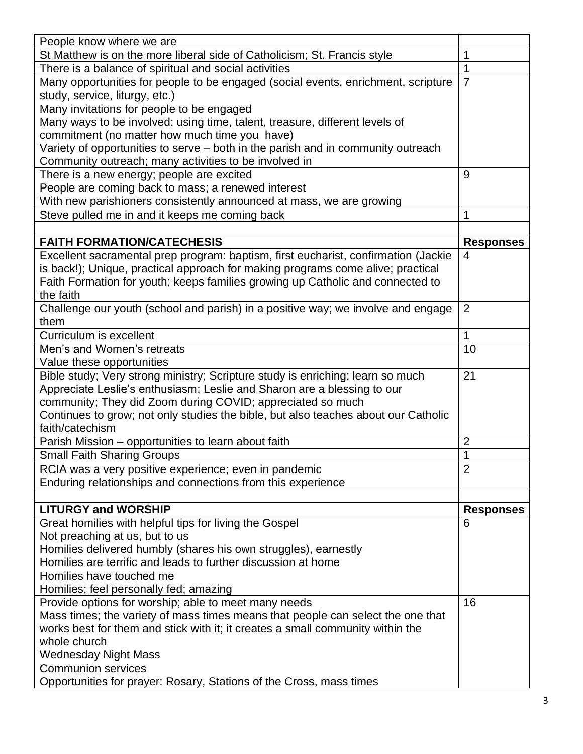| People know where we are | |
|---|---|
| St Matthew is on the more liberal side of Catholicism; St. Francis style | 1 |
| There is a balance of spiritual and social activities | 1 |
| Many opportunities for people to be engaged (social events, enrichment, scripture study, service, liturgy, etc.)<br>Many invitations for people to be engaged<br>Many ways to be involved: using time, talent, treasure, different levels of commitment (no matter how much time you have)<br>Variety of opportunities to serve – both in the parish and in community outreach<br>Community outreach; many activities to be involved in | 7 |
| There is a new energy; people are excited<br>People are coming back to mass; a renewed interest<br>With new parishioners consistently announced at mass, we are growing | 9 |
| Steve pulled me in and it keeps me coming back | 1 |
| | |
| **FAITH FORMATION/CATECHESIS** | **Responses** |
| Excellent sacramental prep program: baptism, first eucharist, confirmation (Jackie is back!); Unique, practical approach for making programs come alive; practical Faith Formation for youth; keeps families growing up Catholic and connected to the faith | 4 |
| Challenge our youth (school and parish) in a positive way; we involve and engage them | 2 |
| Curriculum is excellent | 1 |
| Men's and Women's retreats<br>Value these opportunities | 10 |
| Bible study; Very strong ministry; Scripture study is enriching; learn so much<br>Appreciate Leslie's enthusiasm; Leslie and Sharon are a blessing to our community; They did Zoom during COVID; appreciated so much<br>Continues to grow; not only studies the bible, but also teaches about our Catholic faith/catechism | 21 |
| Parish Mission – opportunities to learn about faith | 2 |
| Small Faith Sharing Groups | 1 |
| RCIA was a very positive experience; even in pandemic<br>Enduring relationships and connections from this experience | 2 |
| | |
| **LITURGY and WORSHIP** | **Responses** |
| Great homilies with helpful tips for living the Gospel<br>Not preaching at us, but to us<br>Homilies delivered humbly (shares his own struggles), earnestly<br>Homilies are terrific and leads to further discussion at home<br>Homilies have touched me<br>Homilies; feel personally fed; amazing | 6 |
| Provide options for worship; able to meet many needs<br>Mass times; the variety of mass times means that people can select the one that works best for them and stick with it; it creates a small community within the whole church<br>Wednesday Night Mass<br>Communion services<br>Opportunities for prayer: Rosary, Stations of the Cross, mass times | 16 |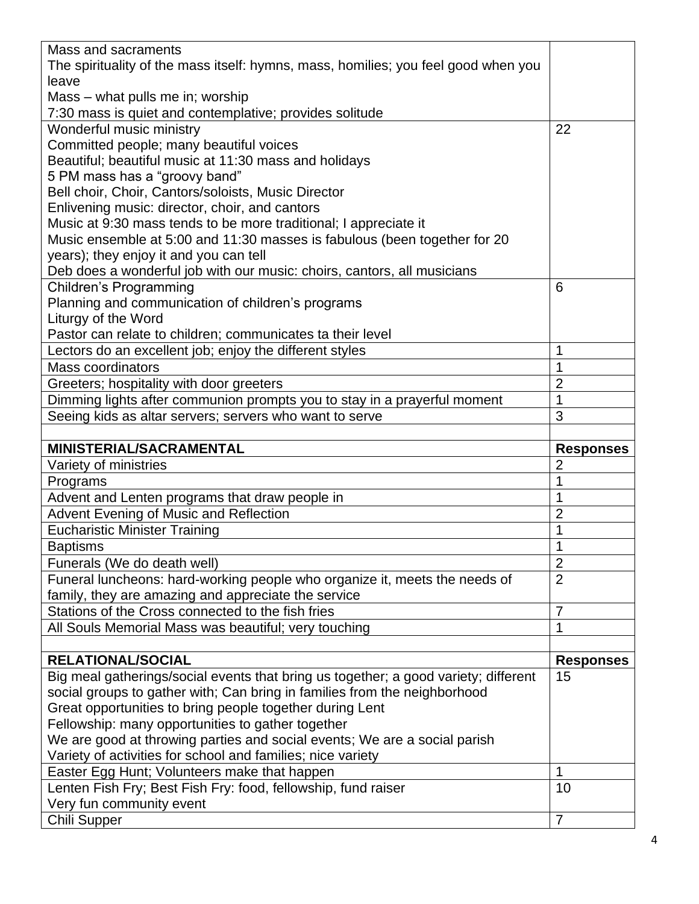| | |
|---|---|
| Mass and sacraments<br>The spirituality of the mass itself: hymns, mass, homilies; you feel good when you leave<br>Mass – what pulls me in; worship<br>7:30 mass is quiet and contemplative; provides solitude | |
| Wonderful music ministry<br>Committed people; many beautiful voices<br>Beautiful; beautiful music at 11:30 mass and holidays<br>5 PM mass has a "groovy band"<br>Bell choir, Choir, Cantors/soloists, Music Director<br>Enlivening music: director, choir, and cantors<br>Music at 9:30 mass tends to be more traditional; I appreciate it<br>Music ensemble at 5:00 and 11:30 masses is fabulous (been together for 20 years); they enjoy it and you can tell<br>Deb does a wonderful job with our music: choirs, cantors, all musicians | 22 |
| Children's Programming<br>Planning and communication of children's programs<br>Liturgy of the Word<br>Pastor can relate to children; communicates ta their level | 6 |
| Lectors do an excellent job; enjoy the different styles | 1 |
| Mass coordinators | 1 |
| Greeters; hospitality with door greeters | 2 |
| Dimming lights after communion prompts you to stay in a prayerful moment | 1 |
| Seeing kids as altar servers; servers who want to serve | 3 |
| | |
| **MINISTERIAL/SACRAMENTAL** | **Responses** |
| Variety of ministries | 2 |
| Programs | 1 |
| Advent and Lenten programs that draw people in | 1 |
| Advent Evening of Music and Reflection | 2 |
| Eucharistic Minister Training | 1 |
| Baptisms | 1 |
| Funerals (We do death well) | 2 |
| Funeral luncheons: hard-working people who organize it, meets the needs of family, they are amazing and appreciate the service | 2 |
| Stations of the Cross connected to the fish fries | 7 |
| All Souls Memorial Mass was beautiful; very touching | 1 |
| | |
| **RELATIONAL/SOCIAL** | **Responses** |
| Big meal gatherings/social events that bring us together; a good variety; different social groups to gather with; Can bring in families from the neighborhood<br>Great opportunities to bring people together during Lent<br>Fellowship: many opportunities to gather together<br>We are good at throwing parties and social events; We are a social parish<br>Variety of activities for school and families; nice variety | 15 |
| Easter Egg Hunt; Volunteers make that happen | 1 |
| Lenten Fish Fry; Best Fish Fry: food, fellowship, fund raiser<br>Very fun community event | 10 |
| Chili Supper | 7 |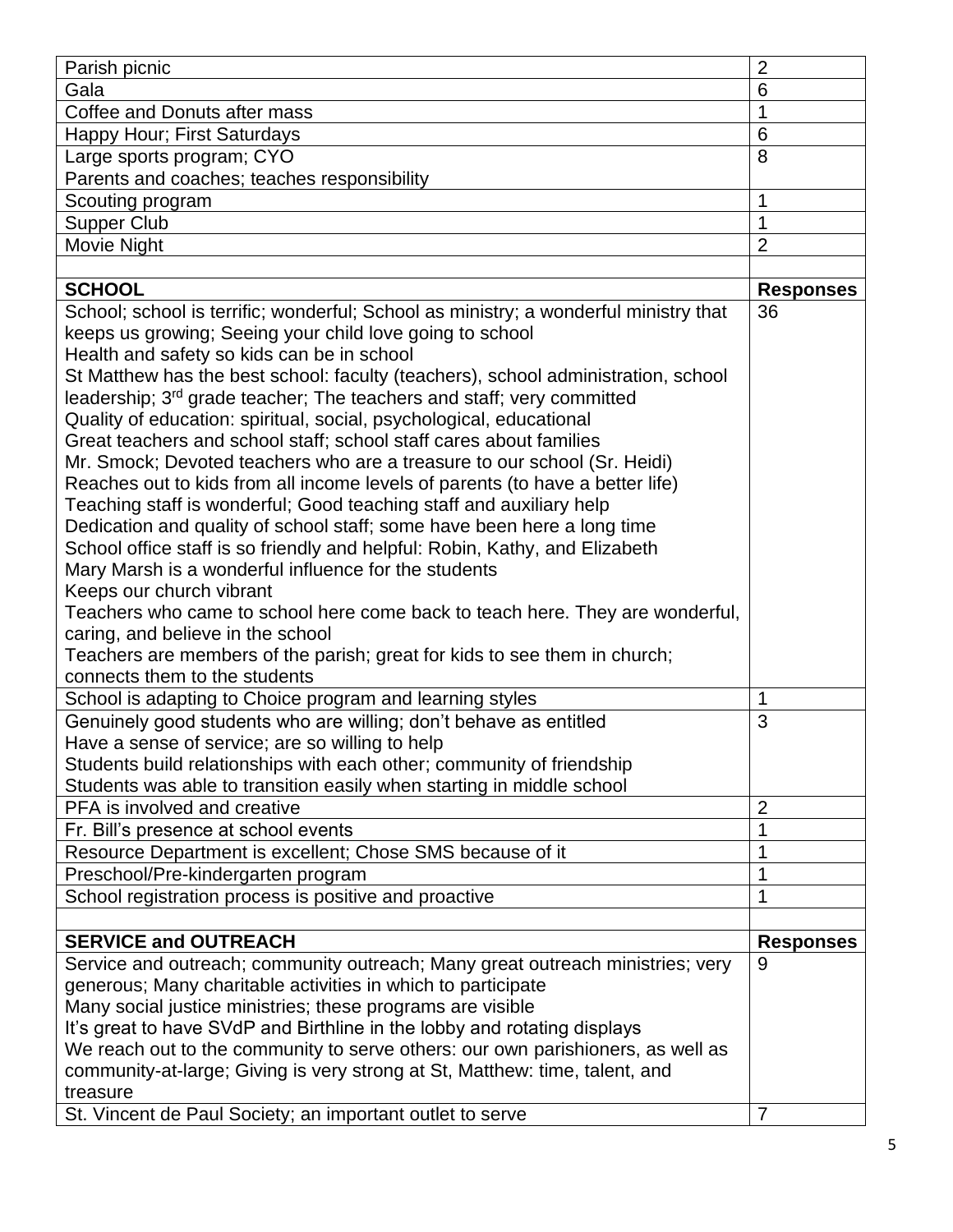| | |
|---|---|
| Parish picnic | 2 |
| Gala | 6 |
| Coffee and Donuts after mass | 1 |
| Happy Hour; First Saturdays | 6 |
| Large sports program; CYO<br>Parents and coaches; teaches responsibility | 8 |
| Scouting program | 1 |
| Supper Club | 1 |
| Movie Night | 2 |
| | |
| **SCHOOL** | **Responses** |
| School; school is terrific; wonderful; School as ministry; a wonderful ministry that keeps us growing; Seeing your child love going to school<br>Health and safety so kids can be in school<br>St Matthew has the best school: faculty (teachers), school administration, school leadership; 3rd grade teacher; The teachers and staff; very committed<br>Quality of education: spiritual, social, psychological, educational<br>Great teachers and school staff; school staff cares about families<br>Mr. Smock; Devoted teachers who are a treasure to our school (Sr. Heidi)<br>Reaches out to kids from all income levels of parents (to have a better life)<br>Teaching staff is wonderful; Good teaching staff and auxiliary help<br>Dedication and quality of school staff; some have been here a long time<br>School office staff is so friendly and helpful: Robin, Kathy, and Elizabeth<br>Mary Marsh is a wonderful influence for the students<br>Keeps our church vibrant<br>Teachers who came to school here come back to teach here. They are wonderful, caring, and believe in the school<br>Teachers are members of the parish; great for kids to see them in church; connects them to the students | 36 |
| School is adapting to Choice program and learning styles | 1 |
| Genuinely good students who are willing; don't behave as entitled<br>Have a sense of service; are so willing to help<br>Students build relationships with each other; community of friendship<br>Students was able to transition easily when starting in middle school | 3 |
| PFA is involved and creative | 2 |
| Fr. Bill's presence at school events | 1 |
| Resource Department is excellent; Chose SMS because of it | 1 |
| Preschool/Pre-kindergarten program | 1 |
| School registration process is positive and proactive | 1 |
| | |
| **SERVICE and OUTREACH** | **Responses** |
| Service and outreach; community outreach; Many great outreach ministries; very generous; Many charitable activities in which to participate<br>Many social justice ministries; these programs are visible<br>It's great to have SVdP and Birthline in the lobby and rotating displays<br>We reach out to the community to serve others: our own parishioners, as well as community-at-large; Giving is very strong at St, Matthew: time, talent, and treasure | 9 |
| St. Vincent de Paul Society; an important outlet to serve | 7 |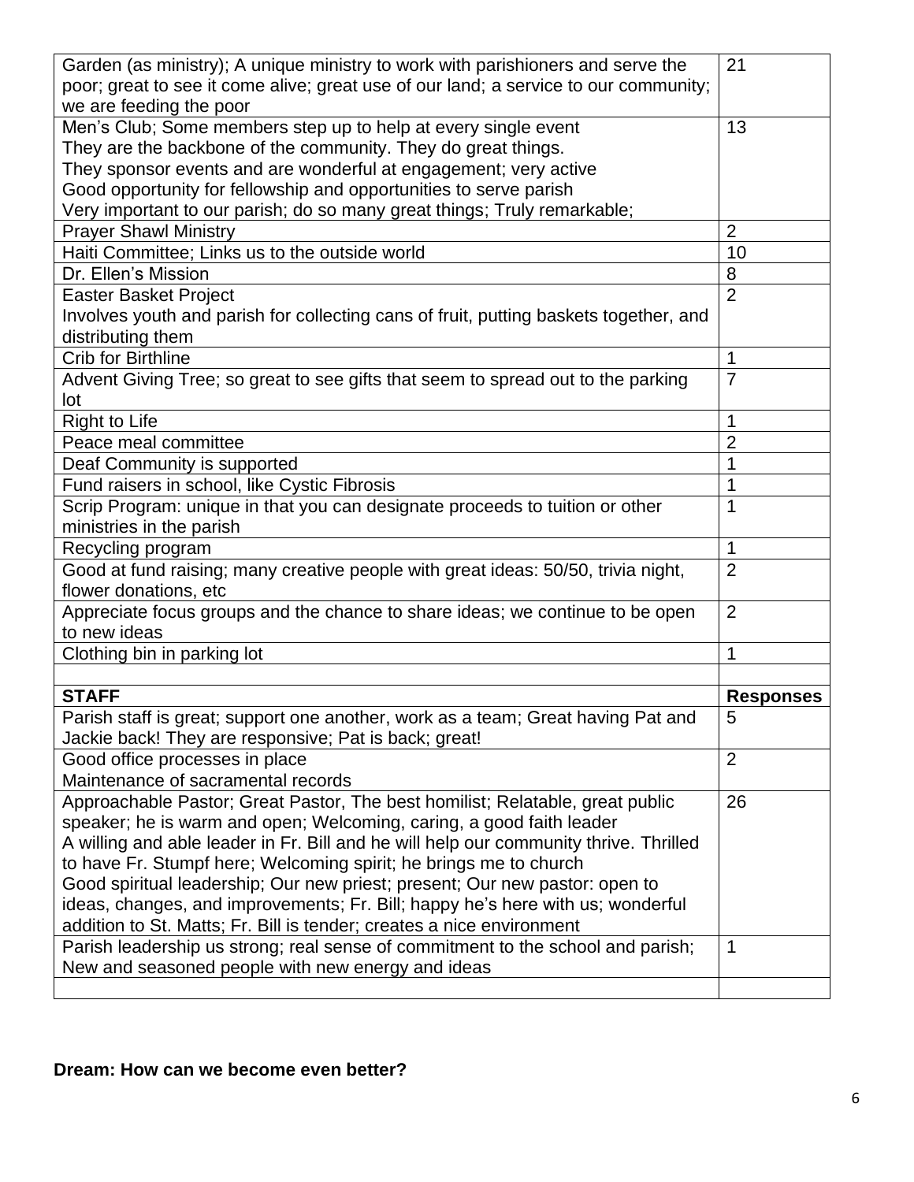| | |
|---|---|
| Garden (as ministry); A unique ministry to work with parishioners and serve the poor; great to see it come alive; great use of our land; a service to our community; we are feeding the poor | 21 |
| Men's Club; Some members step up to help at every single event<br>They are the backbone of the community. They do great things.<br>They sponsor events and are wonderful at engagement; very active<br>Good opportunity for fellowship and opportunities to serve parish<br>Very important to our parish; do so many great things; Truly remarkable; | 13 |
| Prayer Shawl Ministry | 2 |
| Haiti Committee; Links us to the outside world | 10 |
| Dr. Ellen's Mission | 8 |
| Easter Basket Project<br>Involves youth and parish for collecting cans of fruit, putting baskets together, and distributing them | 2 |
| Crib for Birthline | 1 |
| Advent Giving Tree; so great to see gifts that seem to spread out to the parking lot | 7 |
| Right to Life | 1 |
| Peace meal committee | 2 |
| Deaf Community is supported | 1 |
| Fund raisers in school, like Cystic Fibrosis | 1 |
| Scrip Program: unique in that you can designate proceeds to tuition or other ministries in the parish | 1 |
| Recycling program | 1 |
| Good at fund raising; many creative people with great ideas: 50/50, trivia night, flower donations, etc | 2 |
| Appreciate focus groups and the chance to share ideas; we continue to be open to new ideas | 2 |
| Clothing bin in parking lot | 1 |
| | |
| **STAFF** | **Responses** |
| Parish staff is great; support one another, work as a team; Great having Pat and Jackie back! They are responsive; Pat is back; great! | 5 |
| Good office processes in place<br>Maintenance of sacramental records | 2 |
| Approachable Pastor; Great Pastor, The best homilist; Relatable, great public speaker; he is warm and open; Welcoming, caring, a good faith leader<br>A willing and able leader in Fr. Bill and he will help our community thrive. Thrilled to have Fr. Stumpf here; Welcoming spirit; he brings me to church<br>Good spiritual leadership; Our new priest; present; Our new pastor: open to ideas, changes, and improvements; Fr. Bill; happy he's here with us; wonderful addition to St. Matts; Fr. Bill is tender; creates a nice environment | 26 |
| Parish leadership us strong; real sense of commitment to the school and parish; New and seasoned people with new energy and ideas | 1 |
| | |

**Dream: How can we become even better?**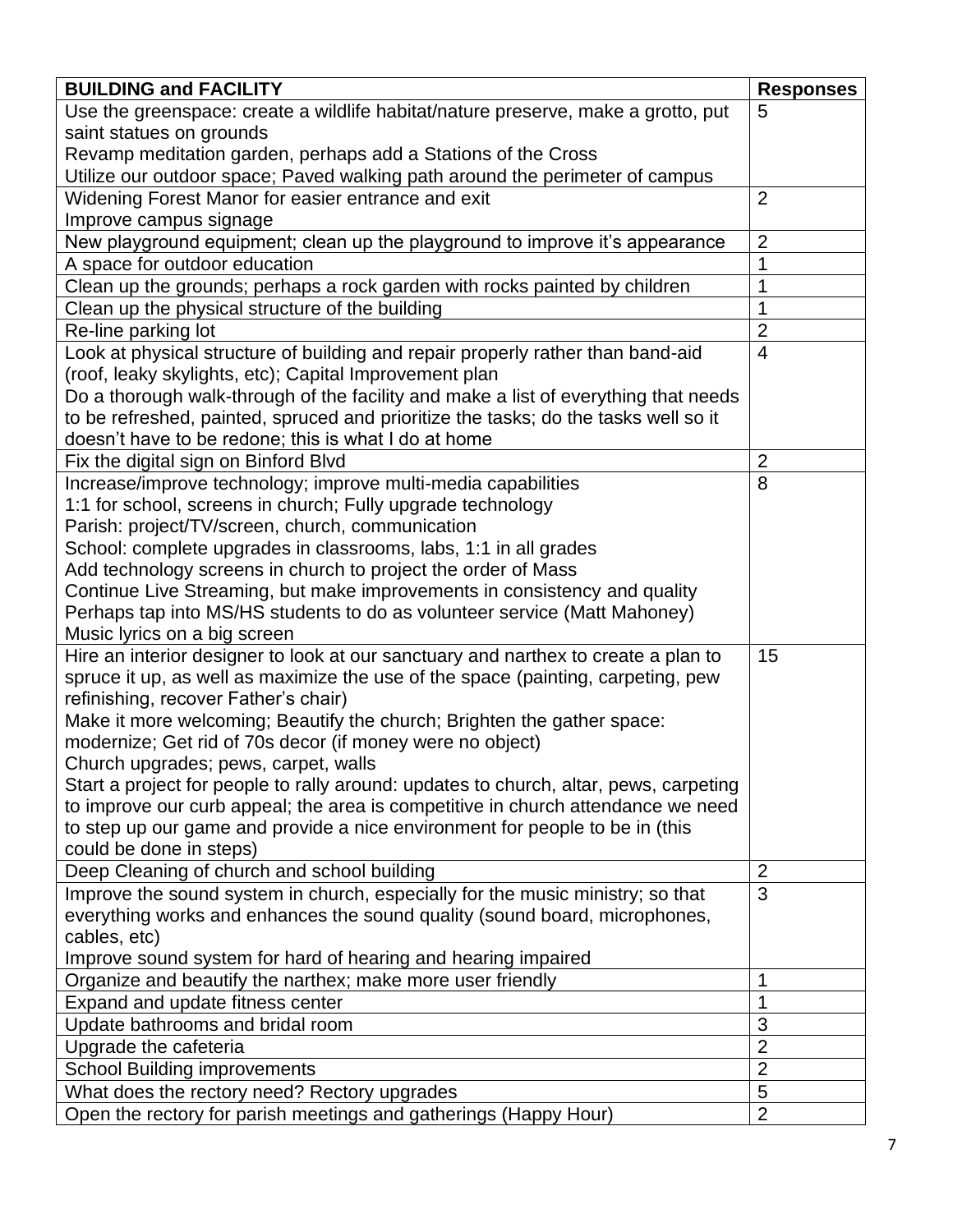| BUILDING and FACILITY | Responses |
| --- | --- |
| Use the greenspace: create a wildlife habitat/nature preserve, make a grotto, put saint statues on grounds<br>Revamp meditation garden, perhaps add a Stations of the Cross<br>Utilize our outdoor space; Paved walking path around the perimeter of campus | 5 |
| Widening Forest Manor for easier entrance and exit<br>Improve campus signage | 2 |
| New playground equipment; clean up the playground to improve it's appearance | 2 |
| A space for outdoor education | 1 |
| Clean up the grounds; perhaps a rock garden with rocks painted by children | 1 |
| Clean up the physical structure of the building | 1 |
| Re-line parking lot | 2 |
| Look at physical structure of building and repair properly rather than band-aid (roof, leaky skylights, etc); Capital Improvement plan<br>Do a thorough walk-through of the facility and make a list of everything that needs to be refreshed, painted, spruced and prioritize the tasks; do the tasks well so it doesn't have to be redone; this is what I do at home | 4 |
| Fix the digital sign on Binford Blvd | 2 |
| Increase/improve technology; improve multi-media capabilities<br>1:1 for school, screens in church; Fully upgrade technology<br>Parish: project/TV/screen, church, communication<br>School: complete upgrades in classrooms, labs, 1:1 in all grades<br>Add technology screens in church to project the order of Mass<br>Continue Live Streaming, but make improvements in consistency and quality<br>Perhaps tap into MS/HS students to do as volunteer service (Matt Mahoney)<br>Music lyrics on a big screen | 8 |
| Hire an interior designer to look at our sanctuary and narthex to create a plan to spruce it up, as well as maximize the use of the space (painting, carpeting, pew refinishing, recover Father's chair)<br>Make it more welcoming; Beautify the church; Brighten the gather space: modernize; Get rid of 70s decor (if money were no object)<br>Church upgrades; pews, carpet, walls<br>Start a project for people to rally around: updates to church, altar, pews, carpeting to improve our curb appeal; the area is competitive in church attendance we need to step up our game and provide a nice environment for people to be in (this could be done in steps) | 15 |
| Deep Cleaning of church and school building | 2 |
| Improve the sound system in church, especially for the music ministry; so that everything works and enhances the sound quality (sound board, microphones, cables, etc)<br>Improve sound system for hard of hearing and hearing impaired | 3 |
| Organize and beautify the narthex; make more user friendly | 1 |
| Expand and update fitness center | 1 |
| Update bathrooms and bridal room | 3 |
| Upgrade the cafeteria | 2 |
| School Building improvements | 2 |
| What does the rectory need? Rectory upgrades | 5 |
| Open the rectory for parish meetings and gatherings (Happy Hour) | 2 |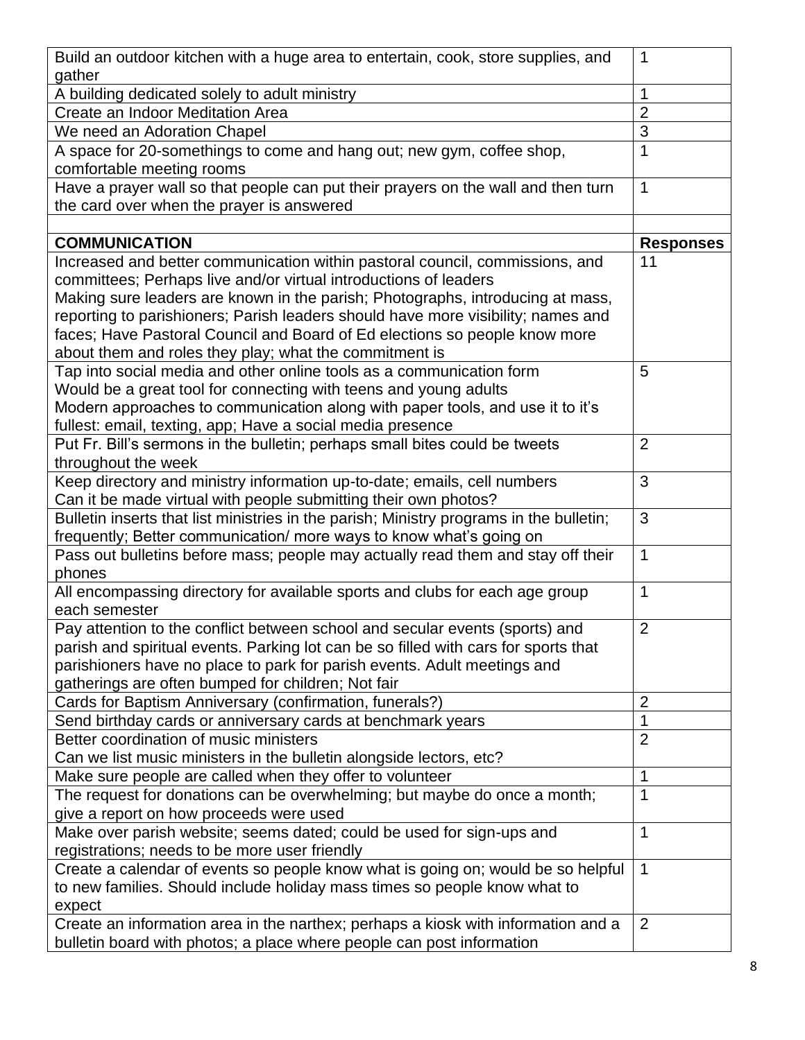| | |
|---|---|
| Build an outdoor kitchen with a huge area to entertain, cook, store supplies, and gather | 1 |
| A building dedicated solely to adult ministry | 1 |
| Create an Indoor Meditation Area | 2 |
| We need an Adoration Chapel | 3 |
| A space for 20-somethings to come and hang out; new gym, coffee shop, comfortable meeting rooms | 1 |
| Have a prayer wall so that people can put their prayers on the wall and then turn the card over when the prayer is answered | 1 |
| | |
| **COMMUNICATION** | **Responses** |
| Increased and better communication within pastoral council, commissions, and committees; Perhaps live and/or virtual introductions of leaders<br>Making sure leaders are known in the parish; Photographs, introducing at mass, reporting to parishioners; Parish leaders should have more visibility; names and faces; Have Pastoral Council and Board of Ed elections so people know more about them and roles they play; what the commitment is | 11 |
| Tap into social media and other online tools as a communication form<br>Would be a great tool for connecting with teens and young adults<br>Modern approaches to communication along with paper tools, and use it to it's fullest: email, texting, app; Have a social media presence | 5 |
| Put Fr. Bill's sermons in the bulletin; perhaps small bites could be tweets throughout the week | 2 |
| Keep directory and ministry information up-to-date; emails, cell numbers<br>Can it be made virtual with people submitting their own photos? | 3 |
| Bulletin inserts that list ministries in the parish; Ministry programs in the bulletin; frequently; Better communication/ more ways to know what's going on | 3 |
| Pass out bulletins before mass; people may actually read them and stay off their phones | 1 |
| All encompassing directory for available sports and clubs for each age group each semester | 1 |
| Pay attention to the conflict between school and secular events (sports) and parish and spiritual events. Parking lot can be so filled with cars for sports that parishioners have no place to park for parish events. Adult meetings and gatherings are often bumped for children; Not fair | 2 |
| Cards for Baptism Anniversary (confirmation, funerals?) | 2 |
| Send birthday cards or anniversary cards at benchmark years | 1 |
| Better coordination of music ministers<br>Can we list music ministers in the bulletin alongside lectors, etc? | 2 |
| Make sure people are called when they offer to volunteer | 1 |
| The request for donations can be overwhelming; but maybe do once a month; give a report on how proceeds were used | 1 |
| Make over parish website; seems dated; could be used for sign-ups and registrations; needs to be more user friendly | 1 |
| Create a calendar of events so people know what is going on; would be so helpful to new families. Should include holiday mass times so people know what to expect | 1 |
| Create an information area in the narthex; perhaps a kiosk with information and a bulletin board with photos; a place where people can post information | 2 |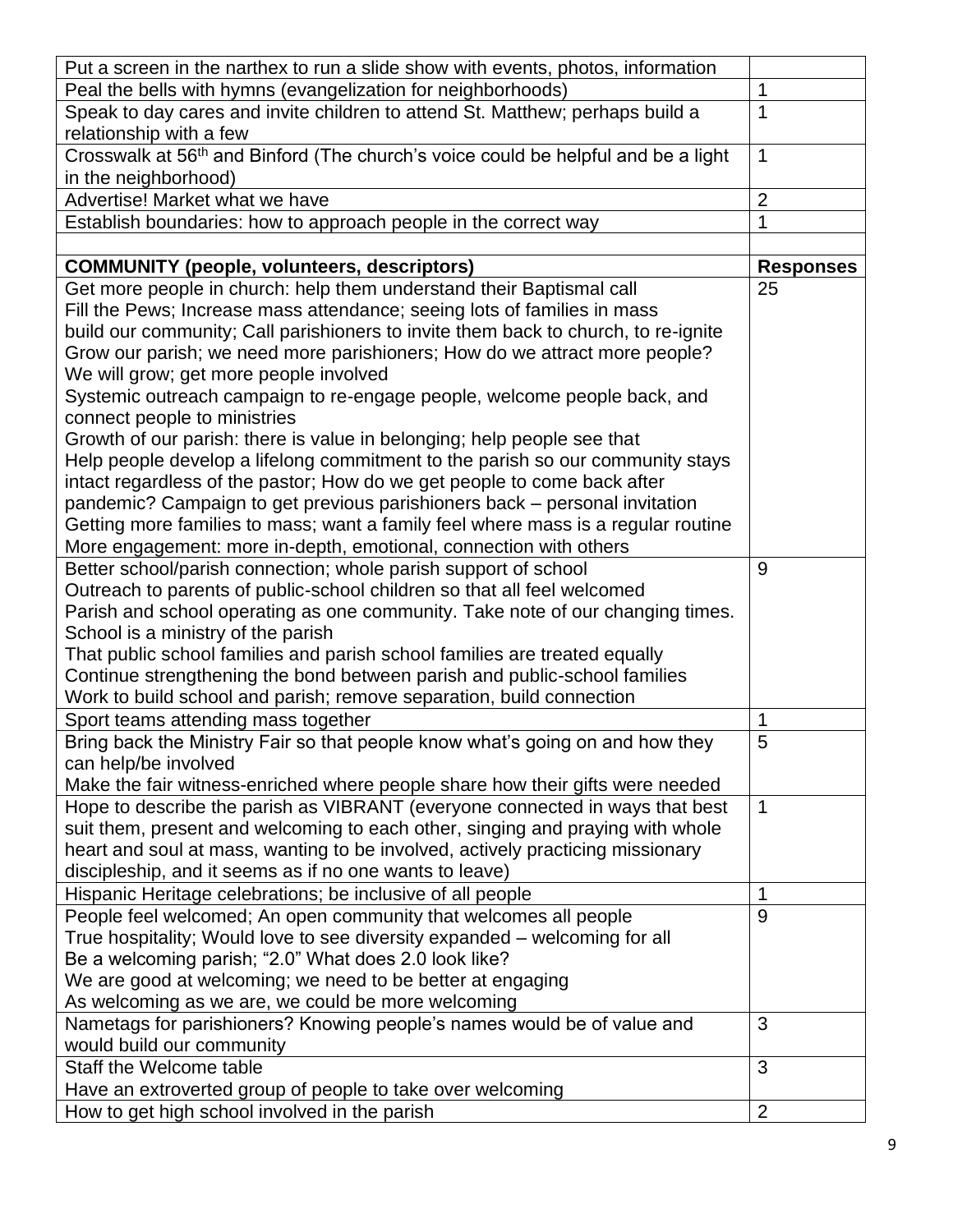| | |
|---|---|
| Put a screen in the narthex to run a slide show with events, photos, information | |
| Peal the bells with hymns (evangelization for neighborhoods) | 1 |
| Speak to day cares and invite children to attend St. Matthew; perhaps build a relationship with a few | 1 |
| Crosswalk at 56th and Binford (The church's voice could be helpful and be a light in the neighborhood) | 1 |
| Advertise! Market what we have | 2 |
| Establish boundaries: how to approach people in the correct way | 1 |
| | |
| **COMMUNITY (people, volunteers, descriptors)** | **Responses** |
| Get more people in church: help them understand their Baptismal call<br>Fill the Pews; Increase mass attendance; seeing lots of families in mass<br>build our community; Call parishioners to invite them back to church, to re-ignite<br>Grow our parish; we need more parishioners; How do we attract more people?<br>We will grow; get more people involved<br>Systemic outreach campaign to re-engage people, welcome people back, and connect people to ministries<br>Growth of our parish: there is value in belonging; help people see that<br>Help people develop a lifelong commitment to the parish so our community stays intact regardless of the pastor; How do we get people to come back after pandemic? Campaign to get previous parishioners back – personal invitation<br>Getting more families to mass; want a family feel where mass is a regular routine<br>More engagement: more in-depth, emotional, connection with others | 25 |
| Better school/parish connection; whole parish support of school<br>Outreach to parents of public-school children so that all feel welcomed<br>Parish and school operating as one community. Take note of our changing times.<br>School is a ministry of the parish<br>That public school families and parish school families are treated equally<br>Continue strengthening the bond between parish and public-school families<br>Work to build school and parish; remove separation, build connection | 9 |
| Sport teams attending mass together | 1 |
| Bring back the Ministry Fair so that people know what's going on and how they can help/be involved<br>Make the fair witness-enriched where people share how their gifts were needed | 5 |
| Hope to describe the parish as VIBRANT (everyone connected in ways that best suit them, present and welcoming to each other, singing and praying with whole heart and soul at mass, wanting to be involved, actively practicing missionary discipleship, and it seems as if no one wants to leave) | 1 |
| Hispanic Heritage celebrations; be inclusive of all people | 1 |
| People feel welcomed; An open community that welcomes all people<br>True hospitality; Would love to see diversity expanded – welcoming for all<br>Be a welcoming parish; "2.0" What does 2.0 look like?<br>We are good at welcoming; we need to be better at engaging<br>As welcoming as we are, we could be more welcoming | 9 |
| Nametags for parishioners? Knowing people's names would be of value and would build our community | 3 |
| Staff the Welcome table<br>Have an extroverted group of people to take over welcoming | 3 |
| How to get high school involved in the parish | 2 |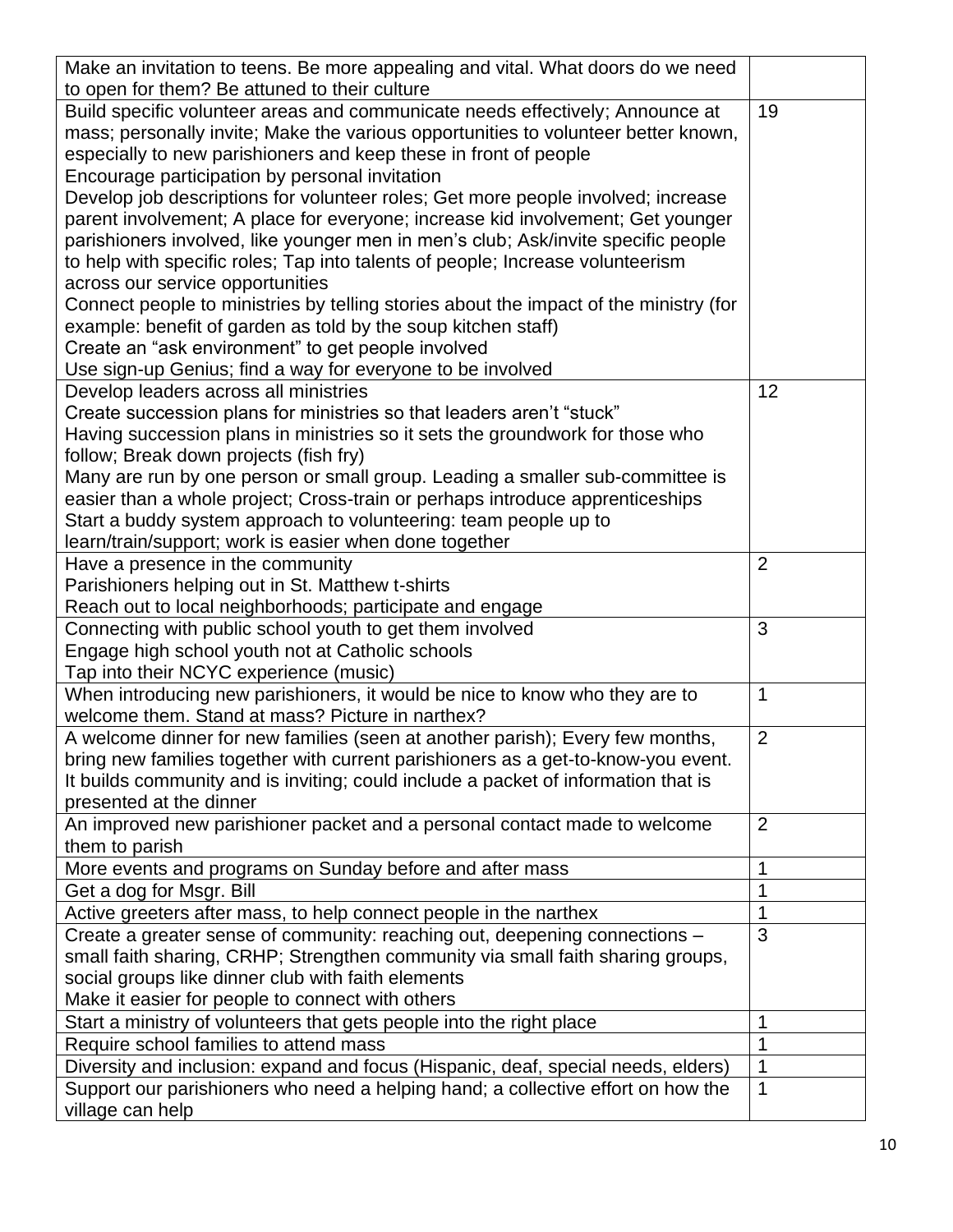| | |
|---|---|
| Make an invitation to teens. Be more appealing and vital. What doors do we need to open for them? Be attuned to their culture | |
| Build specific volunteer areas and communicate needs effectively; Announce at mass; personally invite; Make the various opportunities to volunteer better known, especially to new parishioners and keep these in front of people<br>Encourage participation by personal invitation<br>Develop job descriptions for volunteer roles; Get more people involved; increase parent involvement; A place for everyone; increase kid involvement; Get younger parishioners involved, like younger men in men's club; Ask/invite specific people to help with specific roles; Tap into talents of people; Increase volunteerism across our service opportunities<br>Connect people to ministries by telling stories about the impact of the ministry (for example: benefit of garden as told by the soup kitchen staff)<br>Create an "ask environment" to get people involved<br>Use sign-up Genius; find a way for everyone to be involved | 19 |
| Develop leaders across all ministries<br>Create succession plans for ministries so that leaders aren't "stuck"<br>Having succession plans in ministries so it sets the groundwork for those who follow; Break down projects (fish fry)<br>Many are run by one person or small group. Leading a smaller sub-committee is easier than a whole project; Cross-train or perhaps introduce apprenticeships<br>Start a buddy system approach to volunteering: team people up to learn/train/support; work is easier when done together | 12 |
| Have a presence in the community<br>Parishioners helping out in St. Matthew t-shirts<br>Reach out to local neighborhoods; participate and engage | 2 |
| Connecting with public school youth to get them involved<br>Engage high school youth not at Catholic schools<br>Tap into their NCYC experience (music) | 3 |
| When introducing new parishioners, it would be nice to know who they are to welcome them. Stand at mass? Picture in narthex? | 1 |
| A welcome dinner for new families (seen at another parish); Every few months, bring new families together with current parishioners as a get-to-know-you event. It builds community and is inviting; could include a packet of information that is presented at the dinner | 2 |
| An improved new parishioner packet and a personal contact made to welcome them to parish | 2 |
| More events and programs on Sunday before and after mass | 1 |
| Get a dog for Msgr. Bill | 1 |
| Active greeters after mass, to help connect people in the narthex | 1 |
| Create a greater sense of community: reaching out, deepening connections – small faith sharing, CRHP; Strengthen community via small faith sharing groups, social groups like dinner club with faith elements<br>Make it easier for people to connect with others | 3 |
| Start a ministry of volunteers that gets people into the right place | 1 |
| Require school families to attend mass | 1 |
| Diversity and inclusion: expand and focus (Hispanic, deaf, special needs, elders) | 1 |
| Support our parishioners who need a helping hand; a collective effort on how the village can help | 1 |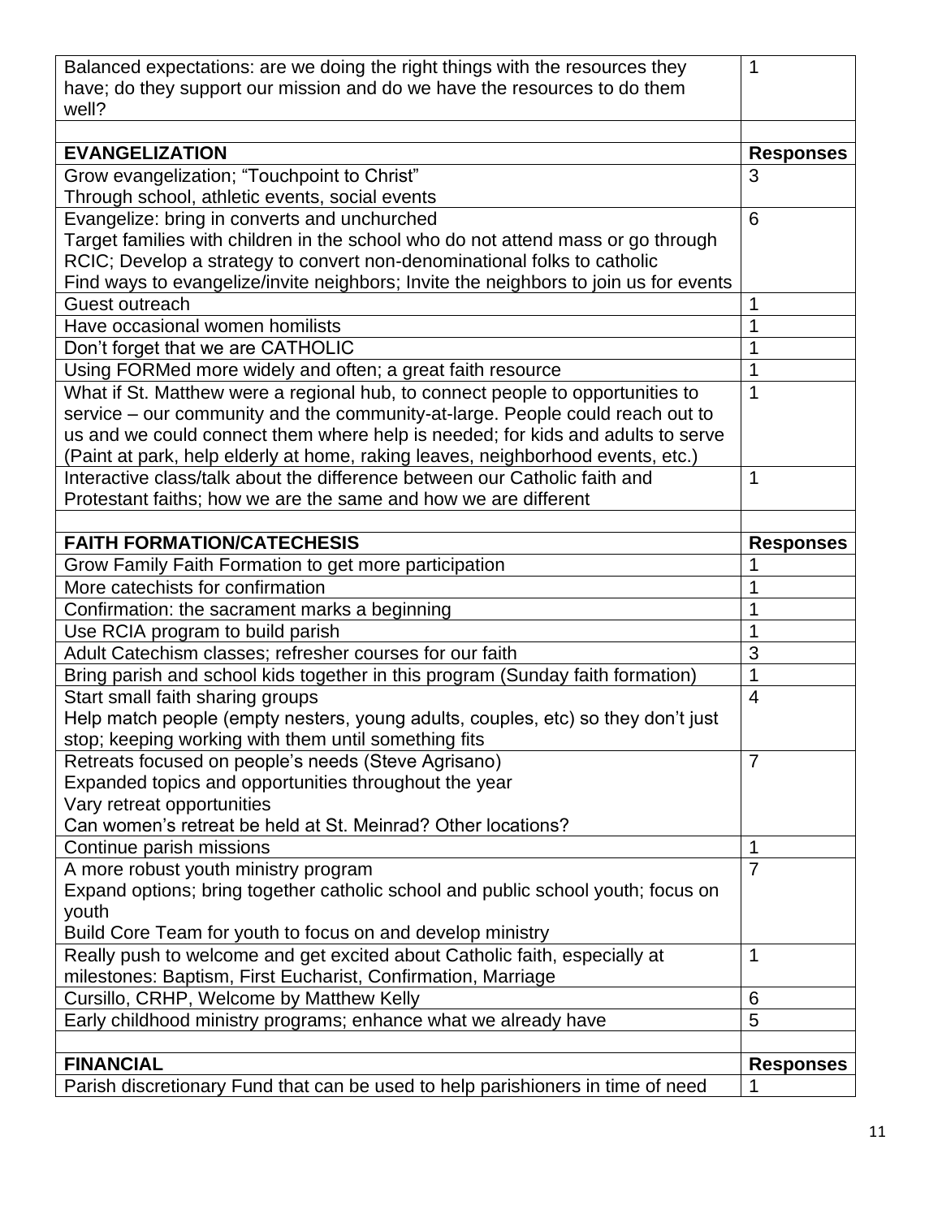| | |
|---|---|
| Balanced expectations: are we doing the right things with the resources they have; do they support our mission and do we have the resources to do them well? | 1 |
| | |
| **EVANGELIZATION** | **Responses** |
| Grow evangelization; "Touchpoint to Christ"<br>Through school, athletic events, social events | 3 |
| Evangelize: bring in converts and unchurched<br>Target families with children in the school who do not attend mass or go through RCIC; Develop a strategy to convert non-denominational folks to catholic<br>Find ways to evangelize/invite neighbors; Invite the neighbors to join us for events | 6 |
| Guest outreach | 1 |
| Have occasional women homilists | 1 |
| Don't forget that we are CATHOLIC | 1 |
| Using FORMed more widely and often; a great faith resource | 1 |
| What if St. Matthew were a regional hub, to connect people to opportunities to service – our community and the community-at-large. People could reach out to us and we could connect them where help is needed; for kids and adults to serve (Paint at park, help elderly at home, raking leaves, neighborhood events, etc.) | 1 |
| Interactive class/talk about the difference between our Catholic faith and Protestant faiths; how we are the same and how we are different | 1 |
| | |
| **FAITH FORMATION/CATECHESIS** | **Responses** |
| Grow Family Faith Formation to get more participation | 1 |
| More catechists for confirmation | 1 |
| Confirmation: the sacrament marks a beginning | 1 |
| Use RCIA program to build parish | 1 |
| Adult Catechism classes; refresher courses for our faith | 3 |
| Bring parish and school kids together in this program (Sunday faith formation) | 1 |
| Start small faith sharing groups<br>Help match people (empty nesters, young adults, couples, etc) so they don't just stop; keeping working with them until something fits | 4 |
| Retreats focused on people's needs (Steve Agrisano)<br>Expanded topics and opportunities throughout the year<br>Vary retreat opportunities<br>Can women's retreat be held at St. Meinrad? Other locations? | 7 |
| Continue parish missions | 1 |
| A more robust youth ministry program<br>Expand options; bring together catholic school and public school youth; focus on youth<br>Build Core Team for youth to focus on and develop ministry | 7 |
| Really push to welcome and get excited about Catholic faith, especially at milestones: Baptism, First Eucharist, Confirmation, Marriage | 1 |
| Cursillo, CRHP, Welcome by Matthew Kelly | 6 |
| Early childhood ministry programs; enhance what we already have | 5 |
| | |
| **FINANCIAL** | **Responses** |
| Parish discretionary Fund that can be used to help parishioners in time of need | 1 |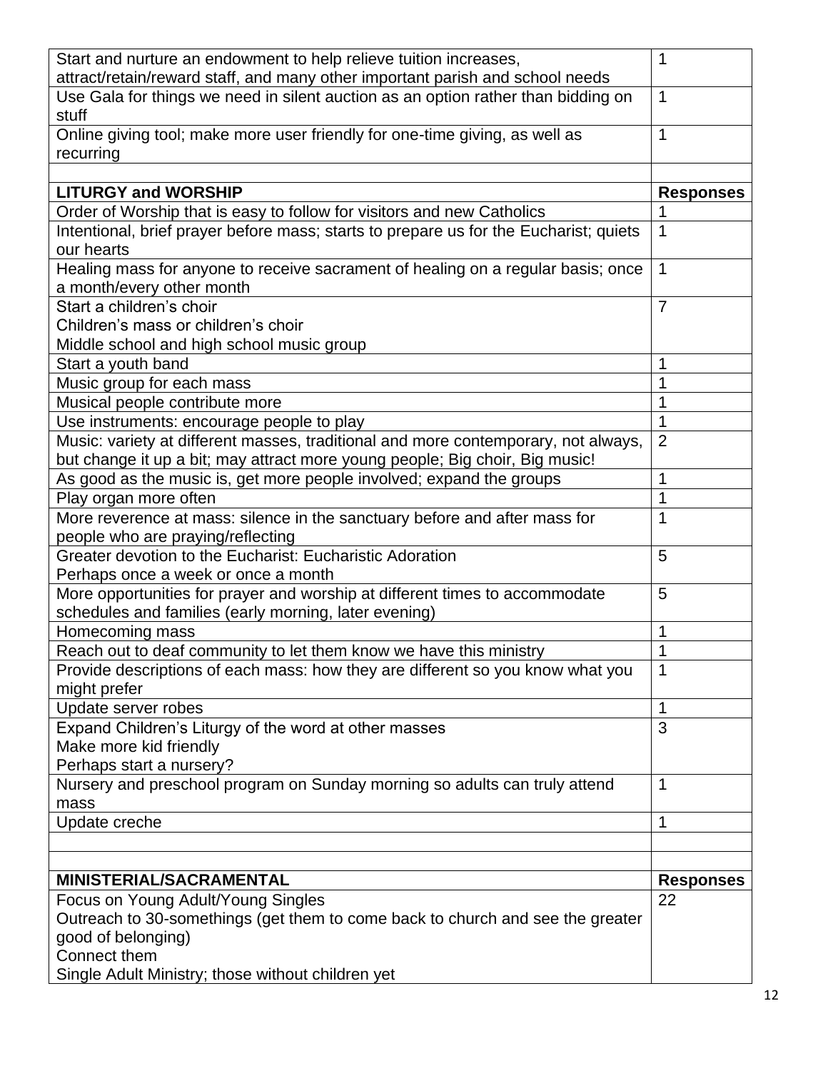| | |
|---|---|
| Start and nurture an endowment to help relieve tuition increases, attract/retain/reward staff, and many other important parish and school needs | 1 |
| Use Gala for things we need in silent auction as an option rather than bidding on stuff | 1 |
| Online giving tool; make more user friendly for one-time giving, as well as recurring | 1 |
| | |
| **LITURGY and WORSHIP** | **Responses** |
| Order of Worship that is easy to follow for visitors and new Catholics | 1 |
| Intentional, brief prayer before mass; starts to prepare us for the Eucharist; quiets our hearts | 1 |
| Healing mass for anyone to receive sacrament of healing on a regular basis; once a month/every other month | 1 |
| Start a children's choir<br>Children's mass or children's choir<br>Middle school and high school music group | 7 |
| Start a youth band | 1 |
| Music group for each mass | 1 |
| Musical people contribute more | 1 |
| Use instruments: encourage people to play | 1 |
| Music: variety at different masses, traditional and more contemporary, not always, but change it up a bit; may attract more young people; Big choir, Big music! | 2 |
| As good as the music is, get more people involved; expand the groups | 1 |
| Play organ more often | 1 |
| More reverence at mass: silence in the sanctuary before and after mass for people who are praying/reflecting | 1 |
| Greater devotion to the Eucharist: Eucharistic Adoration<br>Perhaps once a week or once a month | 5 |
| More opportunities for prayer and worship at different times to accommodate schedules and families (early morning, later evening) | 5 |
| Homecoming mass | 1 |
| Reach out to deaf community to let them know we have this ministry | 1 |
| Provide descriptions of each mass: how they are different so you know what you might prefer | 1 |
| Update server robes | 1 |
| Expand Children's Liturgy of the word at other masses<br>Make more kid friendly<br>Perhaps start a nursery? | 3 |
| Nursery and preschool program on Sunday morning so adults can truly attend mass | 1 |
| Update creche | 1 |
| | |
| | |
| **MINISTERIAL/SACRAMENTAL** | **Responses** |
| Focus on Young Adult/Young Singles<br>Outreach to 30-somethings (get them to come back to church and see the greater good of belonging)<br>Connect them<br>Single Adult Ministry; those without children yet | 22 |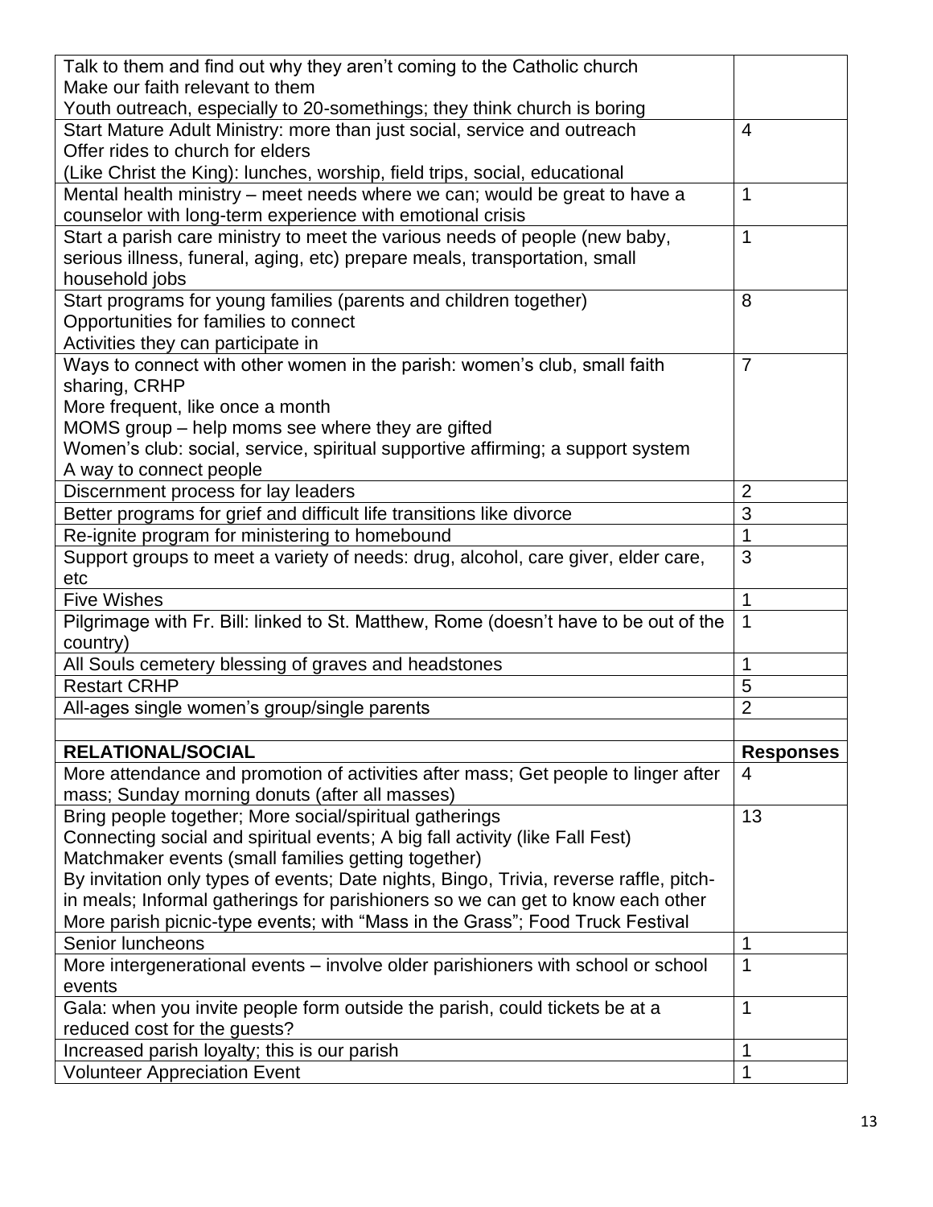| | |
|---|---|
| Talk to them and find out why they aren't coming to the Catholic church<br>Make our faith relevant to them<br>Youth outreach, especially to 20-somethings; they think church is boring | |
| Start Mature Adult Ministry: more than just social, service and outreach<br>Offer rides to church for elders<br>(Like Christ the King): lunches, worship, field trips, social, educational | 4 |
| Mental health ministry – meet needs where we can; would be great to have a counselor with long-term experience with emotional crisis | 1 |
| Start a parish care ministry to meet the various needs of people (new baby, serious illness, funeral, aging, etc) prepare meals, transportation, small household jobs | 1 |
| Start programs for young families (parents and children together)<br>Opportunities for families to connect<br>Activities they can participate in | 8 |
| Ways to connect with other women in the parish: women's club, small faith sharing, CRHP<br>More frequent, like once a month<br>MOMS group – help moms see where they are gifted<br>Women's club: social, service, spiritual supportive affirming; a support system<br>A way to connect people | 7 |
| Discernment process for lay leaders | 2 |
| Better programs for grief and difficult life transitions like divorce | 3 |
| Re-ignite program for ministering to homebound | 1 |
| Support groups to meet a variety of needs: drug, alcohol, care giver, elder care, etc | 3 |
| Five Wishes | 1 |
| Pilgrimage with Fr. Bill: linked to St. Matthew, Rome (doesn't have to be out of the country) | 1 |
| All Souls cemetery blessing of graves and headstones | 1 |
| Restart CRHP | 5 |
| All-ages single women's group/single parents | 2 |
| | |
| **RELATIONAL/SOCIAL** | **Responses** |
| More attendance and promotion of activities after mass; Get people to linger after mass; Sunday morning donuts (after all masses) | 4 |
| Bring people together; More social/spiritual gatherings<br>Connecting social and spiritual events; A big fall activity (like Fall Fest)<br>Matchmaker events (small families getting together)<br>By invitation only types of events; Date nights, Bingo, Trivia, reverse raffle, pitch-in meals; Informal gatherings for parishioners so we can get to know each other<br>More parish picnic-type events; with "Mass in the Grass"; Food Truck Festival | 13 |
| Senior luncheons | 1 |
| More intergenerational events – involve older parishioners with school or school events | 1 |
| Gala: when you invite people form outside the parish, could tickets be at a reduced cost for the guests? | 1 |
| Increased parish loyalty; this is our parish | 1 |
| Volunteer Appreciation Event | 1 |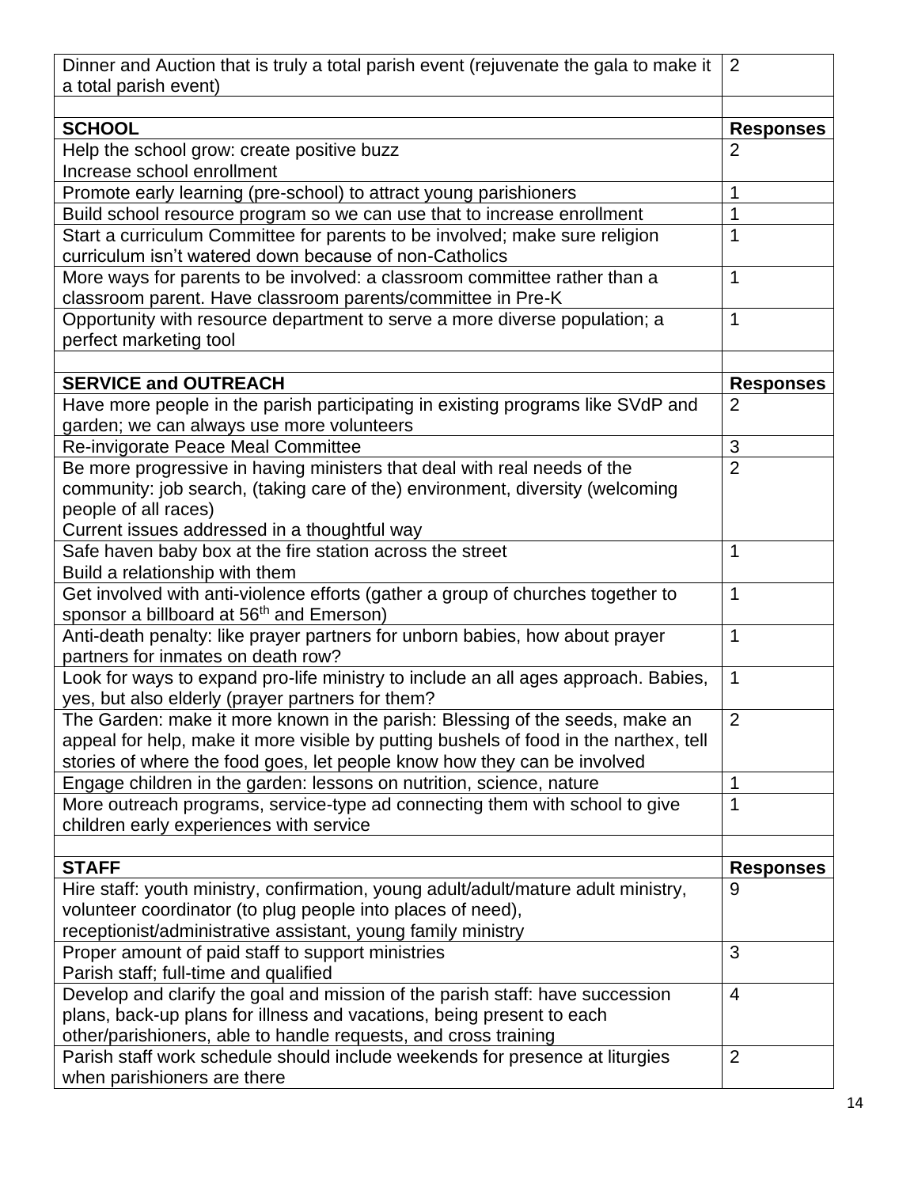| | |
|---|---|
| Dinner and Auction that is truly a total parish event (rejuvenate the gala to make it a total parish event) | 2 |
| | |
| **SCHOOL** | **Responses** |
| Help the school grow: create positive buzz<br>Increase school enrollment | 2 |
| Promote early learning (pre-school) to attract young parishioners | 1 |
| Build school resource program so we can use that to increase enrollment | 1 |
| Start a curriculum Committee for parents to be involved; make sure religion curriculum isn't watered down because of non-Catholics | 1 |
| More ways for parents to be involved: a classroom committee rather than a classroom parent. Have classroom parents/committee in Pre-K | 1 |
| Opportunity with resource department to serve a more diverse population; a perfect marketing tool | 1 |
| | |
| **SERVICE and OUTREACH** | **Responses** |
| Have more people in the parish participating in existing programs like SVdP and garden; we can always use more volunteers | 2 |
| Re-invigorate Peace Meal Committee | 3 |
| Be more progressive in having ministers that deal with real needs of the community: job search, (taking care of the) environment, diversity (welcoming people of all races)<br>Current issues addressed in a thoughtful way | 2 |
| Safe haven baby box at the fire station across the street<br>Build a relationship with them | 1 |
| Get involved with anti-violence efforts (gather a group of churches together to sponsor a billboard at 56th and Emerson) | 1 |
| Anti-death penalty: like prayer partners for unborn babies, how about prayer partners for inmates on death row? | 1 |
| Look for ways to expand pro-life ministry to include an all ages approach. Babies, yes, but also elderly (prayer partners for them? | 1 |
| The Garden: make it more known in the parish: Blessing of the seeds, make an appeal for help, make it more visible by putting bushels of food in the narthex, tell stories of where the food goes, let people know how they can be involved | 2 |
| Engage children in the garden: lessons on nutrition, science, nature | 1 |
| More outreach programs, service-type ad connecting them with school to give children early experiences with service | 1 |
| | |
| **STAFF** | **Responses** |
| Hire staff: youth ministry, confirmation, young adult/adult/mature adult ministry, volunteer coordinator (to plug people into places of need), receptionist/administrative assistant, young family ministry | 9 |
| Proper amount of paid staff to support ministries<br>Parish staff; full-time and qualified | 3 |
| Develop and clarify the goal and mission of the parish staff: have succession plans, back-up plans for illness and vacations, being present to each other/parishioners, able to handle requests, and cross training | 4 |
| Parish staff work schedule should include weekends for presence at liturgies when parishioners are there | 2 |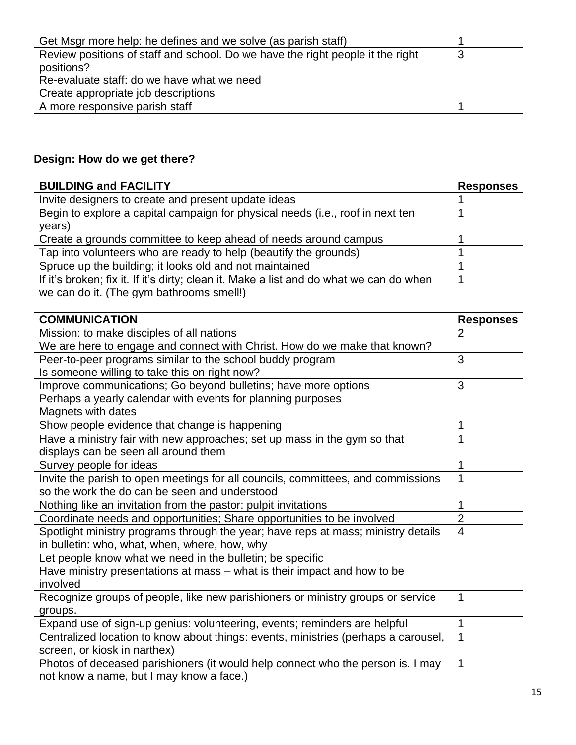| | |
|---|---|
| Get Msgr more help: he defines and we solve (as parish staff) | 1 |
| Review positions of staff and school. Do we have the right people it the right positions?<br>Re-evaluate staff: do we have what we need<br>Create appropriate job descriptions | 3 |
| A more responsive parish staff | 1 |
| | |

**Design: How do we get there?**

| BUILDING and FACILITY | Responses |
|---|---|
| Invite designers to create and present update ideas | 1 |
| Begin to explore a capital campaign for physical needs (i.e., roof in next ten years) | 1 |
| Create a grounds committee to keep ahead of needs around campus | 1 |
| Tap into volunteers who are ready to help (beautify the grounds) | 1 |
| Spruce up the building; it looks old and not maintained | 1 |
| If it's broken; fix it. If it's dirty; clean it. Make a list and do what we can do when we can do it. (The gym bathrooms smell!) | 1 |
| | |
| **COMMUNICATION** | **Responses** |
| Mission: to make disciples of all nations<br>We are here to engage and connect with Christ. How do we make that known? | 2 |
| Peer-to-peer programs similar to the school buddy program<br>Is someone willing to take this on right now? | 3 |
| Improve communications; Go beyond bulletins; have more options<br>Perhaps a yearly calendar with events for planning purposes<br>Magnets with dates | 3 |
| Show people evidence that change is happening | 1 |
| Have a ministry fair with new approaches; set up mass in the gym so that displays can be seen all around them | 1 |
| Survey people for ideas | 1 |
| Invite the parish to open meetings for all councils, committees, and commissions so the work the do can be seen and understood | 1 |
| Nothing like an invitation from the pastor: pulpit invitations | 1 |
| Coordinate needs and opportunities; Share opportunities to be involved | 2 |
| Spotlight ministry programs through the year; have reps at mass; ministry details in bulletin: who, what, when, where, how, why<br>Let people know what we need in the bulletin; be specific<br>Have ministry presentations at mass – what is their impact and how to be involved | 4 |
| Recognize groups of people, like new parishioners or ministry groups or service groups. | 1 |
| Expand use of sign-up genius: volunteering, events; reminders are helpful | 1 |
| Centralized location to know about things: events, ministries (perhaps a carousel, screen, or kiosk in narthex) | 1 |
| Photos of deceased parishioners (it would help connect who the person is. I may not know a name, but I may know a face.) | 1 |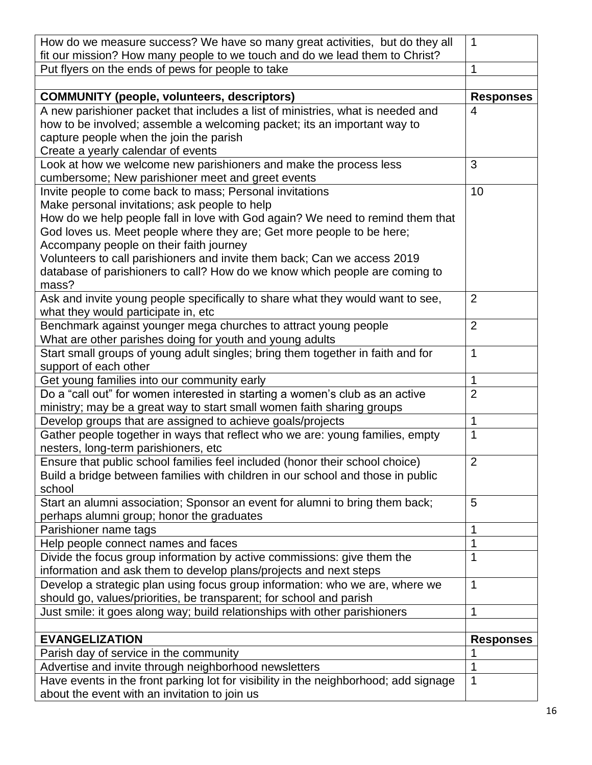| | |
|---|---|
| How do we measure success? We have so many great activities, but do they all fit our mission? How many people to we touch and do we lead them to Christ? | 1 |
| Put flyers on the ends of pews for people to take | 1 |
| | |
| **COMMUNITY (people, volunteers, descriptors)** | **Responses** |
| A new parishioner packet that includes a list of ministries, what is needed and how to be involved; assemble a welcoming packet; its an important way to capture people when the join the parish<br>Create a yearly calendar of events | 4 |
| Look at how we welcome new parishioners and make the process less cumbersome; New parishioner meet and greet events | 3 |
| Invite people to come back to mass; Personal invitations<br>Make personal invitations; ask people to help<br>How do we help people fall in love with God again? We need to remind them that God loves us. Meet people where they are; Get more people to be here;<br>Accompany people on their faith journey<br>Volunteers to call parishioners and invite them back; Can we access 2019 database of parishioners to call? How do we know which people are coming to mass? | 10 |
| Ask and invite young people specifically to share what they would want to see, what they would participate in, etc | 2 |
| Benchmark against younger mega churches to attract young people<br>What are other parishes doing for youth and young adults | 2 |
| Start small groups of young adult singles; bring them together in faith and for support of each other | 1 |
| Get young families into our community early | 1 |
| Do a "call out" for women interested in starting a women's club as an active ministry; may be a great way to start small women faith sharing groups | 2 |
| Develop groups that are assigned to achieve goals/projects | 1 |
| Gather people together in ways that reflect who we are: young families, empty nesters, long-term parishioners, etc | 1 |
| Ensure that public school families feel included (honor their school choice)<br>Build a bridge between families with children in our school and those in public school | 2 |
| Start an alumni association; Sponsor an event for alumni to bring them back; perhaps alumni group; honor the graduates | 5 |
| Parishioner name tags | 1 |
| Help people connect names and faces | 1 |
| Divide the focus group information by active commissions: give them the information and ask them to develop plans/projects and next steps | 1 |
| Develop a strategic plan using focus group information: who we are, where we should go, values/priorities, be transparent; for school and parish | 1 |
| Just smile: it goes along way; build relationships with other parishioners | 1 |
| | |
| **EVANGELIZATION** | **Responses** |
| Parish day of service in the community | 1 |
| Advertise and invite through neighborhood newsletters | 1 |
| Have events in the front parking lot for visibility in the neighborhood; add signage about the event with an invitation to join us | 1 |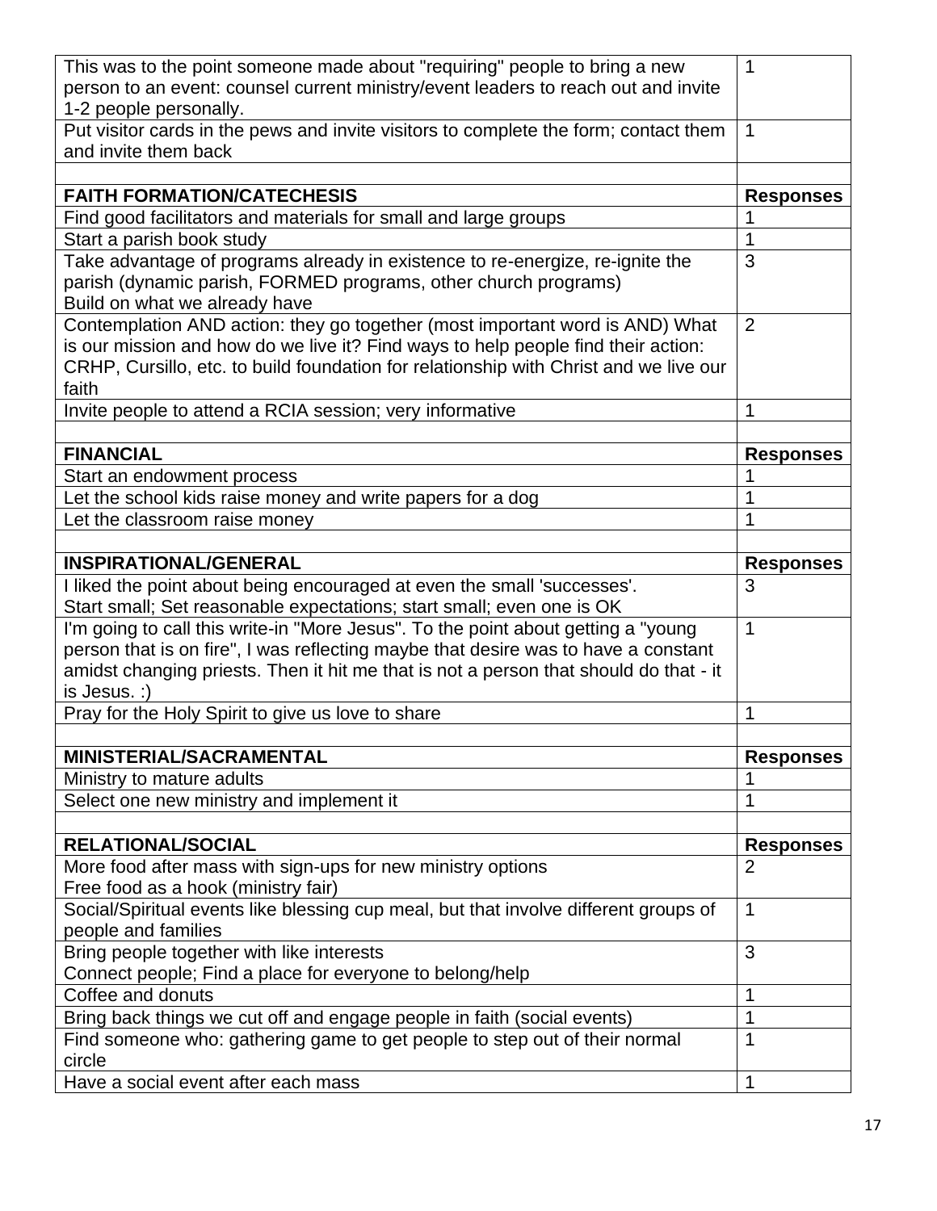| | |
|---|---|
| This was to the point someone made about "requiring" people to bring a new person to an event: counsel current ministry/event leaders to reach out and invite 1-2 people personally. | 1 |
| Put visitor cards in the pews and invite visitors to complete the form; contact them and invite them back | 1 |
| | |
| **FAITH FORMATION/CATECHESIS** | **Responses** |
| Find good facilitators and materials for small and large groups | 1 |
| Start a parish book study | 1 |
| Take advantage of programs already in existence to re-energize, re-ignite the parish (dynamic parish, FORMED programs, other church programs)<br>Build on what we already have | 3 |
| Contemplation AND action: they go together (most important word is AND) What is our mission and how do we live it? Find ways to help people find their action: CRHP, Cursillo, etc. to build foundation for relationship with Christ and we live our faith | 2 |
| Invite people to attend a RCIA session; very informative | 1 |
| | |
| **FINANCIAL** | **Responses** |
| Start an endowment process | 1 |
| Let the school kids raise money and write papers for a dog | 1 |
| Let the classroom raise money | 1 |
| | |
| **INSPIRATIONAL/GENERAL** | **Responses** |
| I liked the point about being encouraged at even the small 'successes'.<br>Start small; Set reasonable expectations; start small; even one is OK | 3 |
| I'm going to call this write-in "More Jesus". To the point about getting a "young person that is on fire", I was reflecting maybe that desire was to have a constant amidst changing priests. Then it hit me that is not a person that should do that - it is Jesus. :) | 1 |
| Pray for the Holy Spirit to give us love to share | 1 |
| | |
| **MINISTERIAL/SACRAMENTAL** | **Responses** |
| Ministry to mature adults | 1 |
| Select one new ministry and implement it | 1 |
| | |
| **RELATIONAL/SOCIAL** | **Responses** |
| More food after mass with sign-ups for new ministry options<br>Free food as a hook (ministry fair) | 2 |
| Social/Spiritual events like blessing cup meal, but that involve different groups of people and families | 1 |
| Bring people together with like interests<br>Connect people; Find a place for everyone to belong/help | 3 |
| Coffee and donuts | 1 |
| Bring back things we cut off and engage people in faith (social events) | 1 |
| Find someone who: gathering game to get people to step out of their normal circle | 1 |
| Have a social event after each mass | 1 |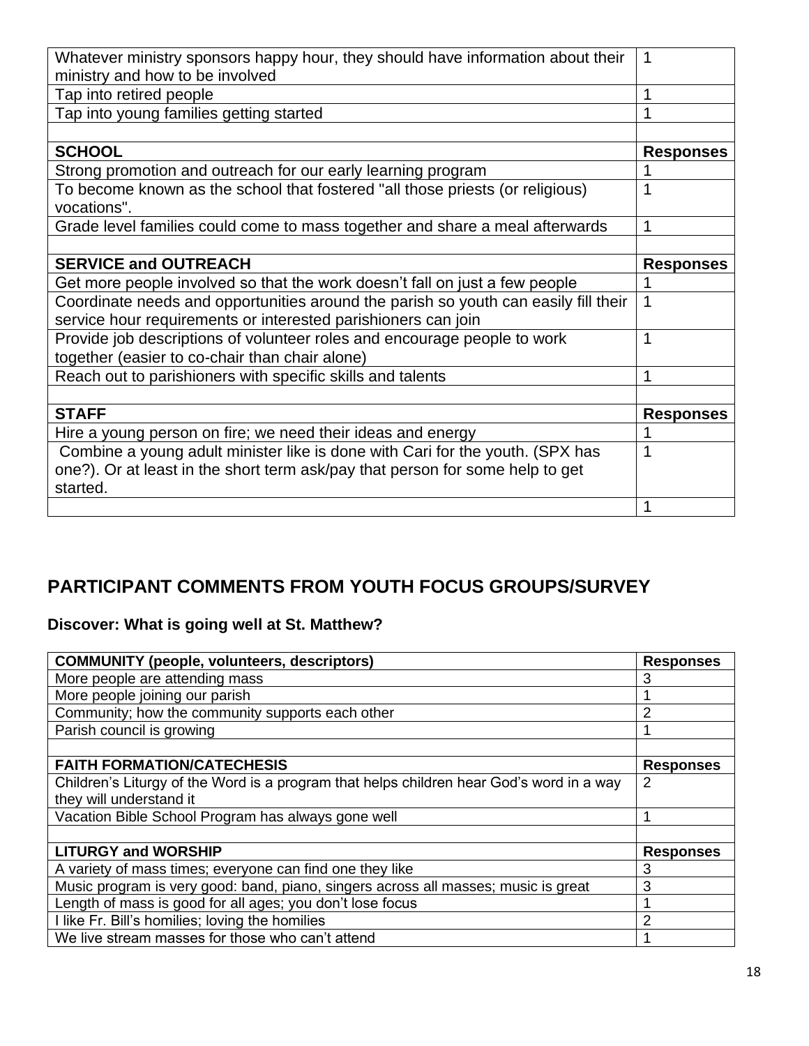| | |
|---|---|
| Whatever ministry sponsors happy hour, they should have information about their ministry and how to be involved | 1 |
| Tap into retired people | 1 |
| Tap into young families getting started | 1 |
| | |
| **SCHOOL** | **Responses** |
| Strong promotion and outreach for our early learning program | 1 |
| To become known as the school that fostered "all those priests (or religious) vocations". | 1 |
| Grade level families could come to mass together and share a meal afterwards | 1 |
| | |
| **SERVICE and OUTREACH** | **Responses** |
| Get more people involved so that the work doesn't fall on just a few people | 1 |
| Coordinate needs and opportunities around the parish so youth can easily fill their service hour requirements or interested parishioners can join | 1 |
| Provide job descriptions of volunteer roles and encourage people to work together (easier to co-chair than chair alone) | 1 |
| Reach out to parishioners with specific skills and talents | 1 |
| | |
| **STAFF** | **Responses** |
| Hire a young person on fire; we need their ideas and energy | 1 |
| Combine a young adult minister like is done with Cari for the youth. (SPX has one?). Or at least in the short term ask/pay that person for some help to get started. | 1 |
| | 1 |

## PARTICIPANT COMMENTS FROM YOUTH FOCUS GROUPS/SURVEY

### Discover: What is going well at St. Matthew?

| **COMMUNITY (people, volunteers, descriptors)** | **Responses** |
|---|---|
| More people are attending mass | 3 |
| More people joining our parish | 1 |
| Community; how the community supports each other | 2 |
| Parish council is growing | 1 |
| | |
| **FAITH FORMATION/CATECHESIS** | **Responses** |
| Children's Liturgy of the Word is a program that helps children hear God's word in a way they will understand it | 2 |
| Vacation Bible School Program has always gone well | 1 |
| | |
| **LITURGY and WORSHIP** | **Responses** |
| A variety of mass times; everyone can find one they like | 3 |
| Music program is very good: band, piano, singers across all masses; music is great | 3 |
| Length of mass is good for all ages; you don't lose focus | 1 |
| I like Fr. Bill's homilies; loving the homilies | 2 |
| We live stream masses for those who can't attend | 1 |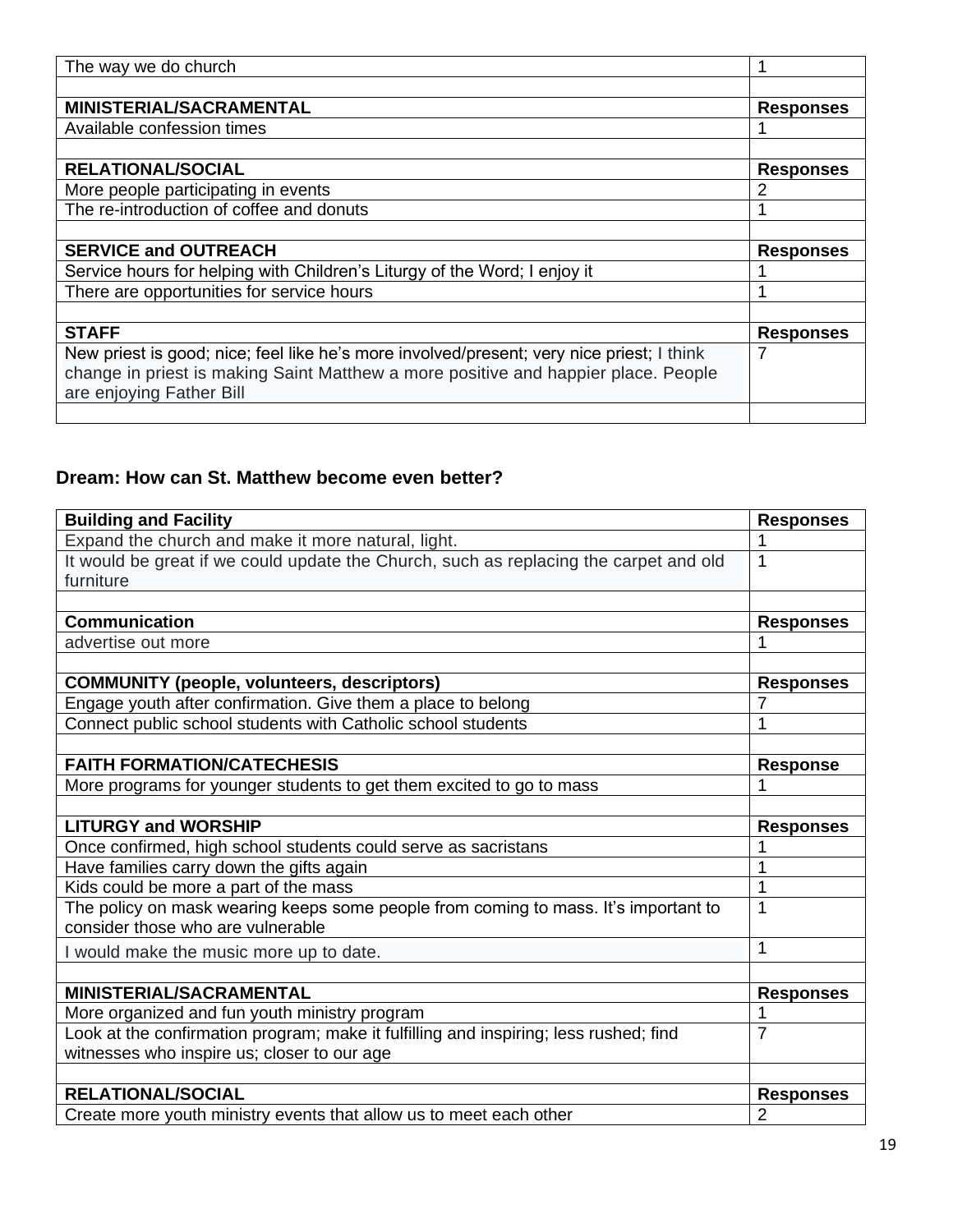| The way we do church | 1 |
|---|---|
| | |
| **MINISTERIAL/SACRAMENTAL** | **Responses** |
| Available confession times | 1 |
| | |
| **RELATIONAL/SOCIAL** | **Responses** |
| More people participating in events | 2 |
| The re-introduction of coffee and donuts | 1 |
| | |
| **SERVICE and OUTREACH** | **Responses** |
| Service hours for helping with Children's Liturgy of the Word; I enjoy it | 1 |
| There are opportunities for service hours | 1 |
| | |
| **STAFF** | **Responses** |
| New priest is good; nice; feel like he's more involved/present; very nice priest; I think change in priest is making Saint Matthew a more positive and happier place. People are enjoying Father Bill | 7 |
| | |

### Dream: How can St. Matthew become even better?

| **Building and Facility** | **Responses** |
|---|---|
| Expand the church and make it more natural, light. | 1 |
| It would be great if we could update the Church, such as replacing the carpet and old furniture | 1 |
| | |
| **Communication** | **Responses** |
| advertise out more | 1 |
| | |
| **COMMUNITY (people, volunteers, descriptors)** | **Responses** |
| Engage youth after confirmation. Give them a place to belong | 7 |
| Connect public school students with Catholic school students | 1 |
| | |
| **FAITH FORMATION/CATECHESIS** | **Response** |
| More programs for younger students to get them excited to go to mass | 1 |
| | |
| **LITURGY and WORSHIP** | **Responses** |
| Once confirmed, high school students could serve as sacristans | 1 |
| Have families carry down the gifts again | 1 |
| Kids could be more a part of the mass | 1 |
| The policy on mask wearing keeps some people from coming to mass. It's important to consider those who are vulnerable | 1 |
| I would make the music more up to date. | 1 |
| | |
| **MINISTERIAL/SACRAMENTAL** | **Responses** |
| More organized and fun youth ministry program | 1 |
| Look at the confirmation program; make it fulfilling and inspiring; less rushed; find witnesses who inspire us; closer to our age | 7 |
| | |
| **RELATIONAL/SOCIAL** | **Responses** |
| Create more youth ministry events that allow us to meet each other | 2 |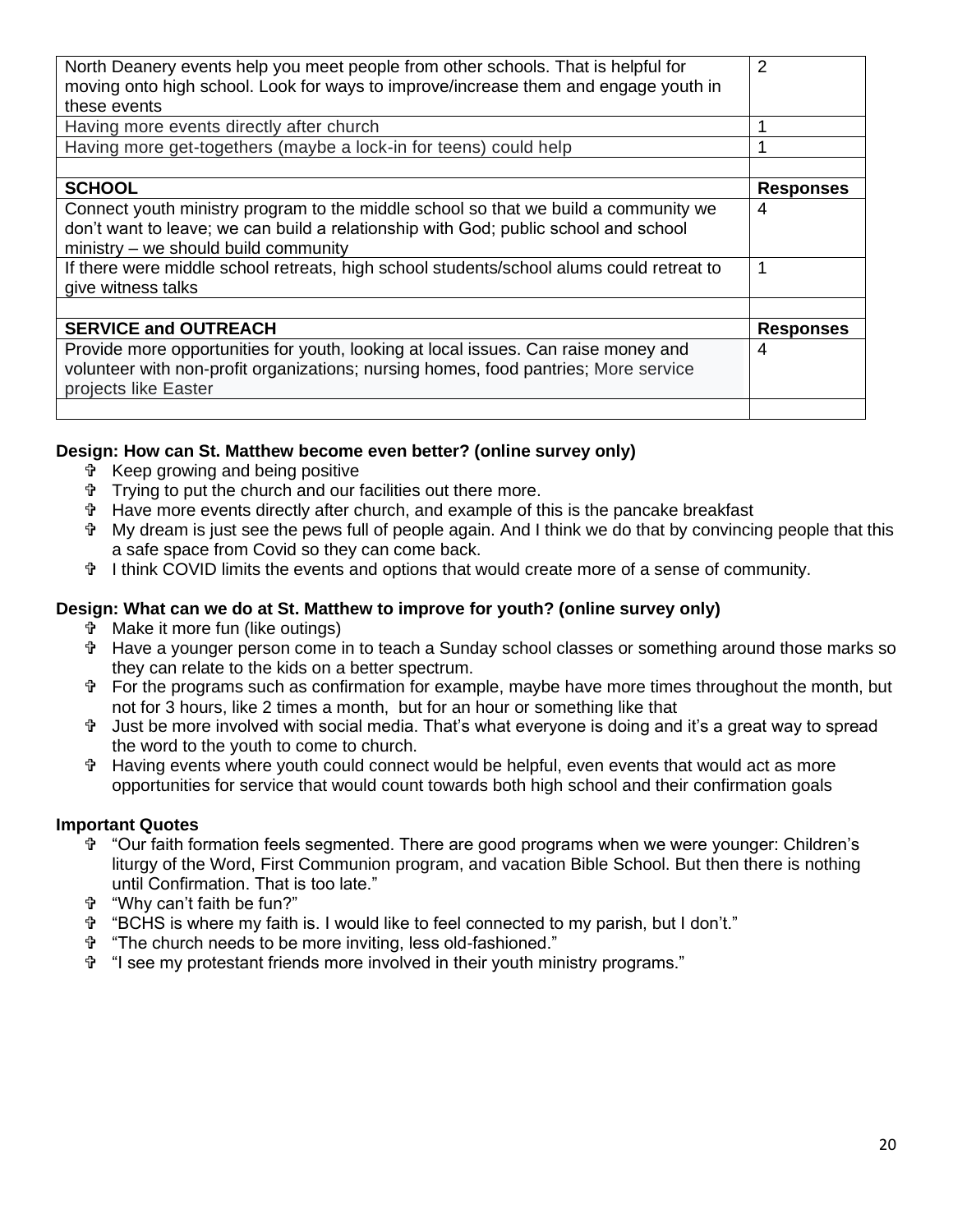| | |
|---|---|
| North Deanery events help you meet people from other schools. That is helpful for moving onto high school. Look for ways to improve/increase them and engage youth in these events | 2 |
| Having more events directly after church | 1 |
| Having more get-togethers (maybe a lock-in for teens) could help | 1 |
| | |
| **SCHOOL** | **Responses** |
| Connect youth ministry program to the middle school so that we build a community we don't want to leave; we can build a relationship with God; public school and school ministry – we should build community | 4 |
| If there were middle school retreats, high school students/school alums could retreat to give witness talks | 1 |
| | |
| **SERVICE and OUTREACH** | **Responses** |
| Provide more opportunities for youth, looking at local issues. Can raise money and volunteer with non-profit organizations; nursing homes, food pantries; More service projects like Easter | 4 |
| | |

**Design: How can St. Matthew become even better? (online survey only)**

- Keep growing and being positive
- Trying to put the church and our facilities out there more.
- Have more events directly after church, and example of this is the pancake breakfast
- My dream is just see the pews full of people again. And I think we do that by convincing people that this a safe space from Covid so they can come back.
- I think COVID limits the events and options that would create more of a sense of community.

**Design: What can we do at St. Matthew to improve for youth? (online survey only)**

- Make it more fun (like outings)
- Have a younger person come in to teach a Sunday school classes or something around those marks so they can relate to the kids on a better spectrum.
- For the programs such as confirmation for example, maybe have more times throughout the month, but not for 3 hours, like 2 times a month, but for an hour or something like that
- Just be more involved with social media. That's what everyone is doing and it's a great way to spread the word to the youth to come to church.
- Having events where youth could connect would be helpful, even events that would act as more opportunities for service that would count towards both high school and their confirmation goals

**Important Quotes**

- "Our faith formation feels segmented. There are good programs when we were younger: Children's liturgy of the Word, First Communion program, and vacation Bible School. But then there is nothing until Confirmation. That is too late."
- "Why can't faith be fun?"
- "BCHS is where my faith is. I would like to feel connected to my parish, but I don't."
- "The church needs to be more inviting, less old-fashioned."
- "I see my protestant friends more involved in their youth ministry programs."